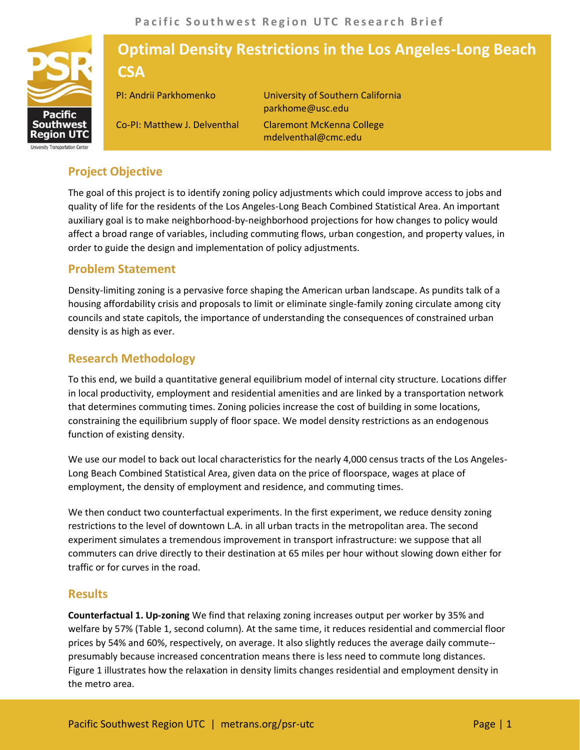# Optimal Density Restrictions in the Los Angeles-Long Beach CSA

PI: Andrii Parkhomenko — University of Southern California, parkhome@usc.edu

Co-PI: Matthew J. Delventhal — Claremont McKenna College, mdelventhal@cmc.edu

## Project Objective

The goal of this project is to identify zoning policy adjustments which could improve access to jobs and quality of life for the residents of the Los Angeles-Long Beach Combined Statistical Area. An important auxiliary goal is to make neighborhood-by-neighborhood projections for how changes to policy would affect a broad range of variables, including commuting flows, urban congestion, and property values, in order to guide the design and implementation of policy adjustments.

## Problem Statement

Density-limiting zoning is a pervasive force shaping the American urban landscape. As pundits talk of a housing affordability crisis and proposals to limit or eliminate single-family zoning circulate among city councils and state capitols, the importance of understanding the consequences of constrained urban density is as high as ever.

## Research Methodology

To this end, we build a quantitative general equilibrium model of internal city structure. Locations differ in local productivity, employment and residential amenities and are linked by a transportation network that determines commuting times. Zoning policies increase the cost of building in some locations, constraining the equilibrium supply of floor space. We model density restrictions as an endogenous function of existing density.

We use our model to back out local characteristics for the nearly 4,000 census tracts of the Los Angeles-Long Beach Combined Statistical Area, given data on the price of floorspace, wages at place of employment, the density of employment and residence, and commuting times.

We then conduct two counterfactual experiments. In the first experiment, we reduce density zoning restrictions to the level of downtown L.A. in all urban tracts in the metropolitan area. The second experiment simulates a tremendous improvement in transport infrastructure: we suppose that all commuters can drive directly to their destination at 65 miles per hour without slowing down either for traffic or for curves in the road.

## Results

**Counterfactual 1. Up-zoning** We find that relaxing zoning increases output per worker by 35% and welfare by 57% (Table 1, second column). At the same time, it reduces residential and commercial floor prices by 54% and 60%, respectively, on average. It also slightly reduces the average daily commute--presumably because increased concentration means there is less need to commute long distances. Figure 1 illustrates how the relaxation in density limits changes residential and employment density in the metro area.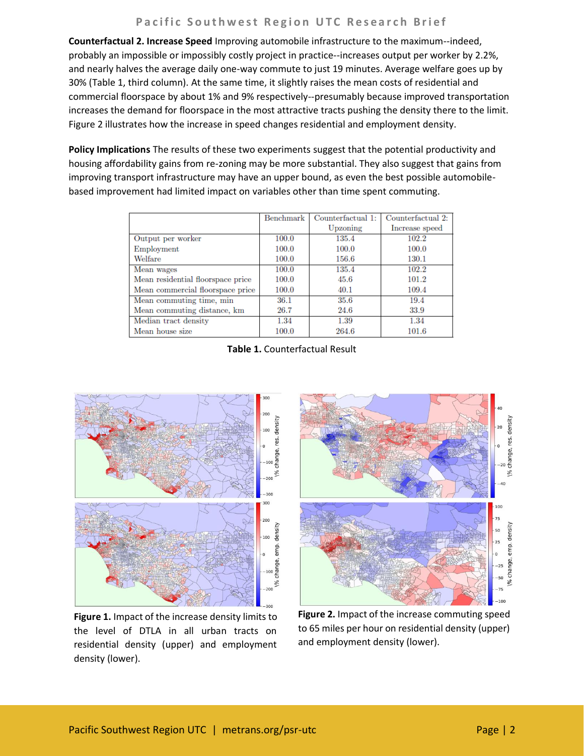**Counterfactual 2. Increase Speed** Improving automobile infrastructure to the maximum--indeed, probably an impossible or impossibly costly project in practice--increases output per worker by 2.2%, and nearly halves the average daily one-way commute to just 19 minutes. Average welfare goes up by 30% (Table 1, third column). At the same time, it slightly raises the mean costs of residential and commercial floorspace by about 1% and 9% respectively--presumably because improved transportation increases the demand for floorspace in the most attractive tracts pushing the density there to the limit. Figure 2 illustrates how the increase in speed changes residential and employment density.

**Policy Implications** The results of these two experiments suggest that the potential productivity and housing affordability gains from re-zoning may be more substantial. They also suggest that gains from improving transport infrastructure may have an upper bound, as even the best possible automobile-based improvement had limited impact on variables other than time spent commuting.

| | Benchmark | Counterfactual 1: Upzoning | Counterfactual 2: Increase speed |
|---|---|---|---|
| Output per worker | 100.0 | 135.4 | 102.2 |
| Employment | 100.0 | 100.0 | 100.0 |
| Welfare | 100.0 | 156.6 | 130.1 |
| Mean wages | 100.0 | 135.4 | 102.2 |
| Mean residential floorspace price | 100.0 | 45.6 | 101.2 |
| Mean commercial floorspace price | 100.0 | 40.1 | 109.4 |
| Mean commuting time, min | 36.1 | 35.6 | 19.4 |
| Mean commuting distance, km | 26.7 | 24.6 | 33.9 |
| Median tract density | 1.34 | 1.39 | 1.34 |
| Mean house size | 100.0 | 264.6 | 101.6 |

**Table 1.** Counterfactual Result

300
200
100
0
−100
−200
−300
\% change, res. density

300
200
100
0
−100
−200
−300
\% change, emp. density

**Figure 1.** Impact of the increase density limits to the level of DTLA in all urban tracts on residential density (upper) and employment density (lower).

40
20
0
−20
−40
\% change, res. density

100
75
50
25
0
−25
−50
−75
−100
\% change, emp. density

**Figure 2.** Impact of the increase commuting speed to 65 miles per hour on residential density (upper) and employment density (lower).